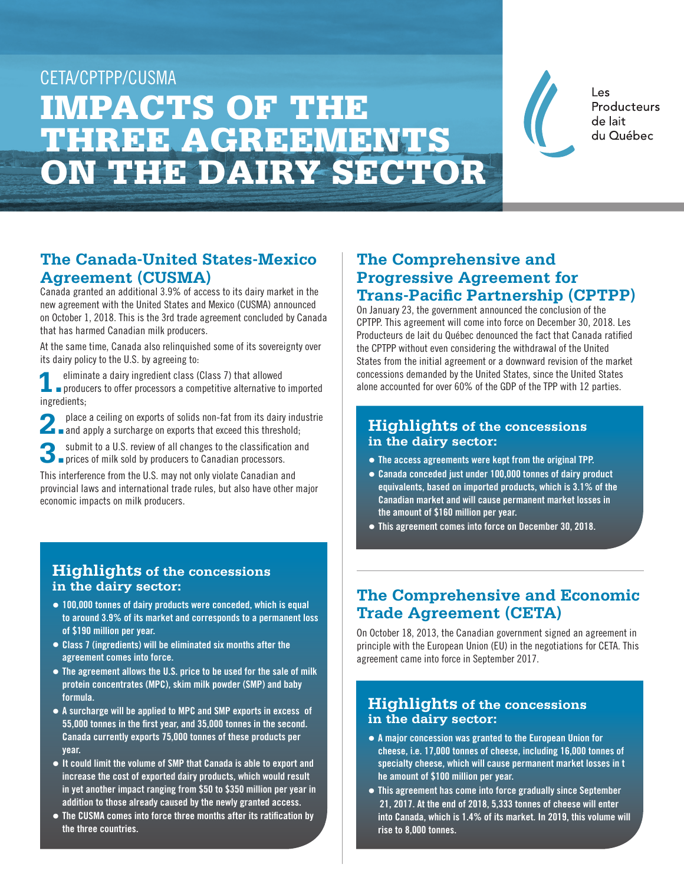CETA/CPTPP/CUSMA

# IMPACTS OF THE THREE AGREEMENTS ON THE DAIRY SECTOR

Les Producteurs de lait du Québec

## The Canada-United States-Mexico Agreement (CUSMA)

Canada granted an additional 3.9% of access to its dairy market in the new agreement with the United States and Mexico (CUSMA) announced on October 1, 2018. This is the 3rd trade agreement concluded by Canada that has harmed Canadian milk producers.

At the same time, Canada also relinquished some of its sovereignty over its dairy policy to the U.S. by agreeing to:

1. eliminate a dairy ingredient class (Class 7) that allowed producers to offer processors a competitive alternative to imported ingredients;
2. place a ceiling on exports of solids non-fat from its dairy industrie and apply a surcharge on exports that exceed this threshold;
3. submit to a U.S. review of all changes to the classification and prices of milk sold by producers to Canadian processors.

This interference from the U.S. may not only violate Canadian and provincial laws and international trade rules, but also have other major economic impacts on milk producers.

### Highlights of the concessions in the dairy sector:

- 100,000 tonnes of dairy products were conceded, which is equal to around 3.9% of its market and corresponds to a permanent loss of $190 million per year.
- Class 7 (ingredients) will be eliminated six months after the agreement comes into force.
- The agreement allows the U.S. price to be used for the sale of milk protein concentrates (MPC), skim milk powder (SMP) and baby formula.
- A surcharge will be applied to MPC and SMP exports in excess of 55,000 tonnes in the first year, and 35,000 tonnes in the second. Canada currently exports 75,000 tonnes of these products per year.
- It could limit the volume of SMP that Canada is able to export and increase the cost of exported dairy products, which would result in yet another impact ranging from $50 to $350 million per year in addition to those already caused by the newly granted access.
- The CUSMA comes into force three months after its ratification by the three countries.

## The Comprehensive and Progressive Agreement for Trans-Pacific Partnership (CPTPP)

On January 23, the government announced the conclusion of the CPTPP. This agreement will come into force on December 30, 2018. Les Producteurs de lait du Québec denounced the fact that Canada ratified the CPTPP without even considering the withdrawal of the United States from the initial agreement or a downward revision of the market concessions demanded by the United States, since the United States alone accounted for over 60% of the GDP of the TPP with 12 parties.

### Highlights of the concessions in the dairy sector:

- The access agreements were kept from the original TPP.
- Canada conceded just under 100,000 tonnes of dairy product equivalents, based on imported products, which is 3.1% of the Canadian market and will cause permanent market losses in the amount of $160 million per year.
- This agreement comes into force on December 30, 2018.

## The Comprehensive and Economic Trade Agreement (CETA)

On October 18, 2013, the Canadian government signed an agreement in principle with the European Union (EU) in the negotiations for CETA. This agreement came into force in September 2017.

### Highlights of the concessions in the dairy sector:

- A major concession was granted to the European Union for cheese, i.e. 17,000 tonnes of cheese, including 16,000 tonnes of specialty cheese, which will cause permanent market losses in t he amount of $100 million per year.
- This agreement has come into force gradually since September 21, 2017. At the end of 2018, 5,333 tonnes of cheese will enter into Canada, which is 1.4% of its market. In 2019, this volume will rise to 8,000 tonnes.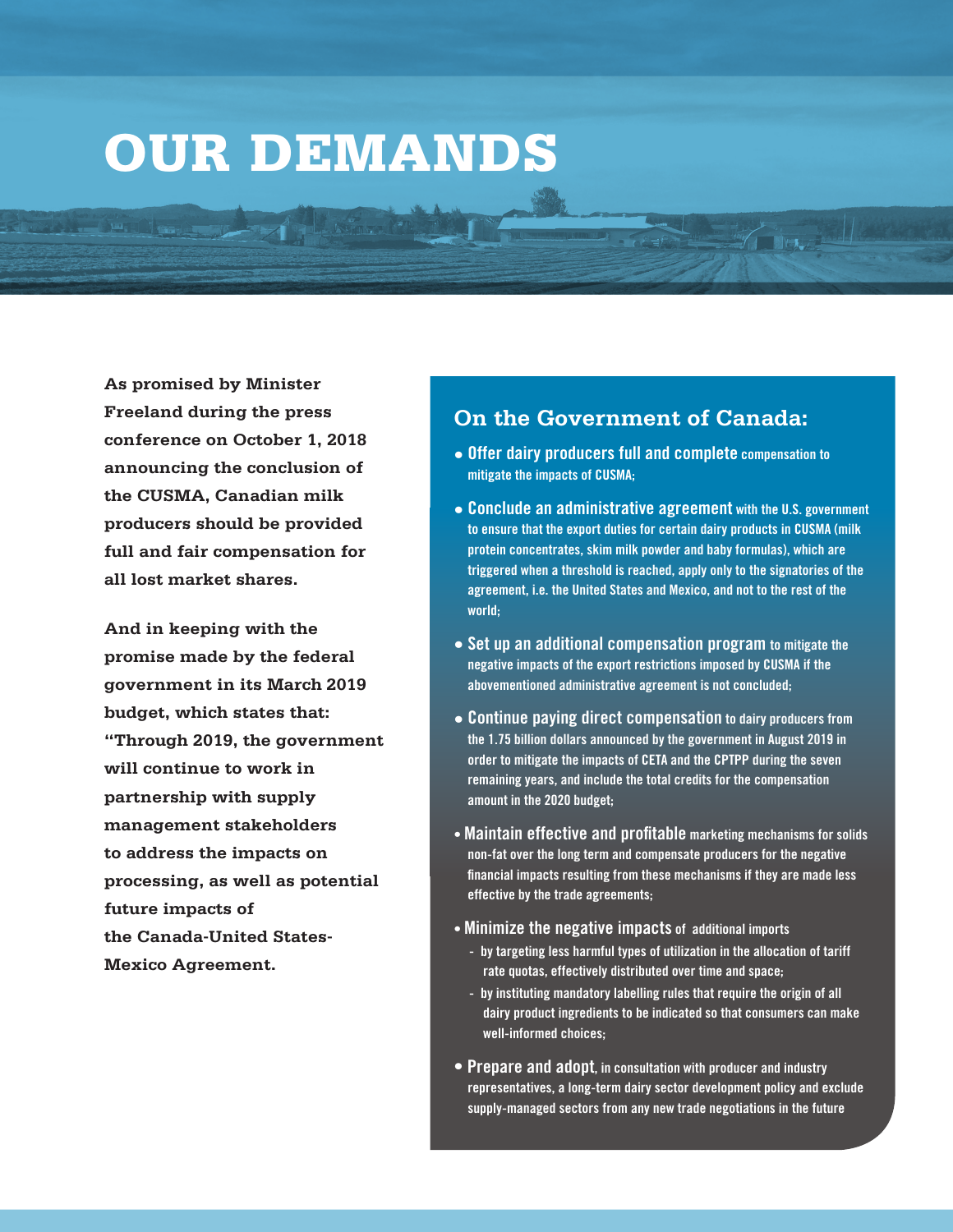# OUR DEMANDS

**As promised by Minister Freeland during the press conference on October 1, 2018 announcing the conclusion of the CUSMA, Canadian milk producers should be provided full and fair compensation for all lost market shares.**

**And in keeping with the promise made by the federal government in its March 2019 budget, which states that: "Through 2019, the government will continue to work in partnership with supply management stakeholders to address the impacts on processing, as well as potential future impacts of the Canada-United States-Mexico Agreement.**

## On the Government of Canada:

- **Offer dairy producers full and complete** compensation to mitigate the impacts of CUSMA;
- **Conclude an administrative agreement** with the U.S. government to ensure that the export duties for certain dairy products in CUSMA (milk protein concentrates, skim milk powder and baby formulas), which are triggered when a threshold is reached, apply only to the signatories of the agreement, i.e. the United States and Mexico, and not to the rest of the world;
- **Set up an additional compensation program** to mitigate the negative impacts of the export restrictions imposed by CUSMA if the abovementioned administrative agreement is not concluded;
- **Continue paying direct compensation** to dairy producers from the 1.75 billion dollars announced by the government in August 2019 in order to mitigate the impacts of CETA and the CPTPP during the seven remaining years, and include the total credits for the compensation amount in the 2020 budget;
- **Maintain effective and profitable** marketing mechanisms for solids non-fat over the long term and compensate producers for the negative financial impacts resulting from these mechanisms if they are made less effective by the trade agreements;
- **Minimize the negative impacts** of additional imports
  - by targeting less harmful types of utilization in the allocation of tariff rate quotas, effectively distributed over time and space;
  - by instituting mandatory labelling rules that require the origin of all dairy product ingredients to be indicated so that consumers can make well-informed choices;
- **Prepare and adopt**, in consultation with producer and industry representatives, a long-term dairy sector development policy and exclude supply-managed sectors from any new trade negotiations in the future